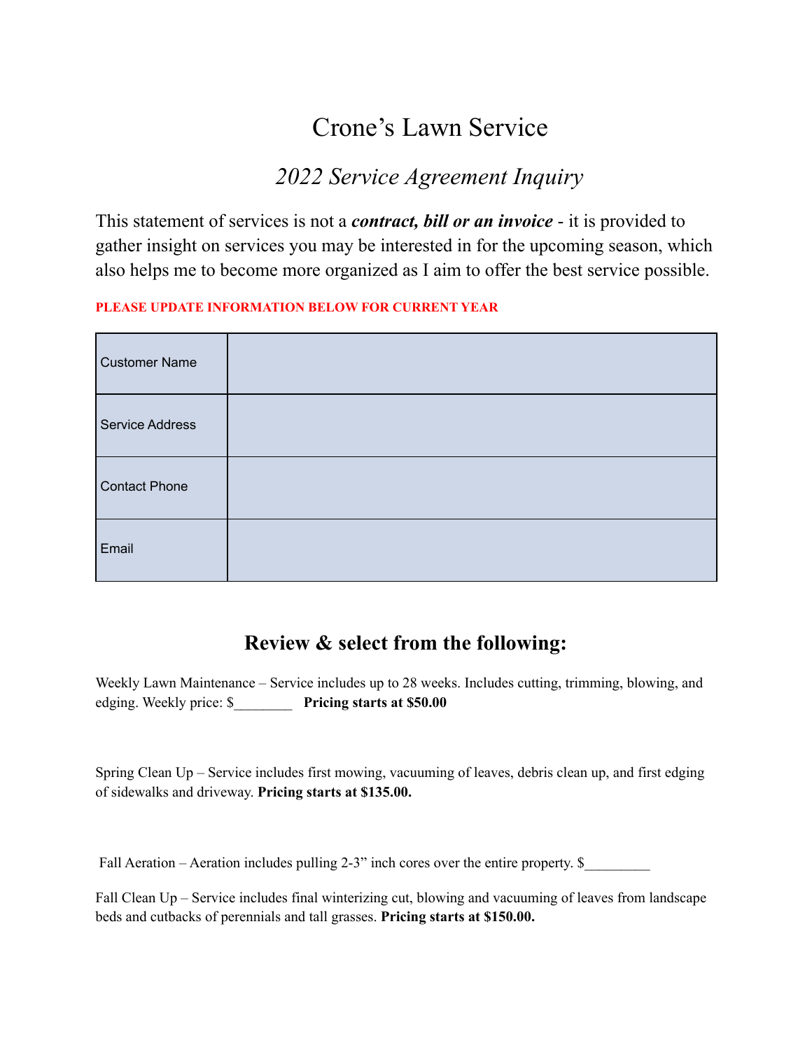# Crone's Lawn Service

## *2022 Service Agreement Inquiry*

This statement of services is not a ***contract, bill or an invoice*** - it is provided to gather insight on services you may be interested in for the upcoming season, which also helps me to become more organized as I aim to offer the best service possible.

**PLEASE UPDATE INFORMATION BELOW FOR CURRENT YEAR**

| | |
|---|---|
| Customer Name | |
| Service Address | |
| Contact Phone | |
| Email | |

## Review & select from the following:

Weekly Lawn Maintenance – Service includes up to 28 weeks. Includes cutting, trimming, blowing, and edging. Weekly price: $________ **Pricing starts at $50.00**

Spring Clean Up – Service includes first mowing, vacuuming of leaves, debris clean up, and first edging of sidewalks and driveway. **Pricing starts at $135.00.**

Fall Aeration – Aeration includes pulling 2-3" inch cores over the entire property. $_________

Fall Clean Up – Service includes final winterizing cut, blowing and vacuuming of leaves from landscape beds and cutbacks of perennials and tall grasses. **Pricing starts at $150.00.**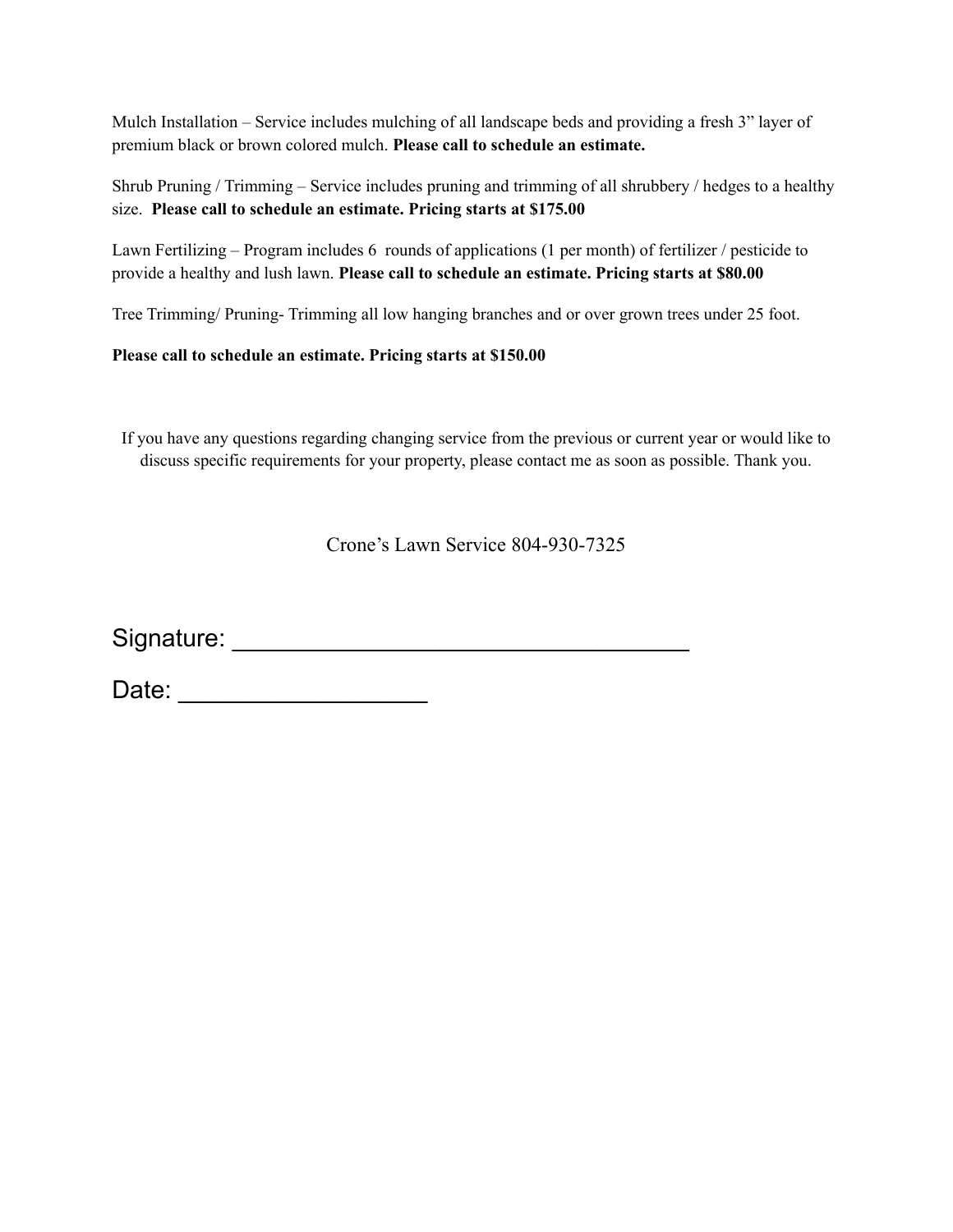Mulch Installation – Service includes mulching of all landscape beds and providing a fresh 3" layer of premium black or brown colored mulch. **Please call to schedule an estimate.**

Shrub Pruning / Trimming – Service includes pruning and trimming of all shrubbery / hedges to a healthy size. **Please call to schedule an estimate. Pricing starts at $175.00**

Lawn Fertilizing – Program includes 6 rounds of applications (1 per month) of fertilizer / pesticide to provide a healthy and lush lawn. **Please call to schedule an estimate. Pricing starts at $80.00**

Tree Trimming/ Pruning- Trimming all low hanging branches and or over grown trees under 25 foot.

**Please call to schedule an estimate. Pricing starts at $150.00**

If you have any questions regarding changing service from the previous or current year or would like to discuss specific requirements for your property, please contact me as soon as possible. Thank you.

Crone's Lawn Service 804-930-7325

Signature: ___________________________________

Date: ___________________